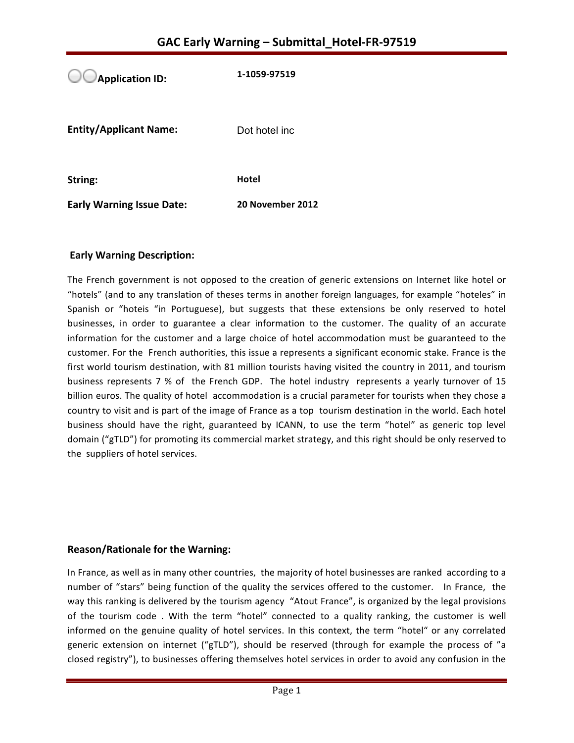# GAC Early Warning – Submittal_Hotel-FR-97519

| | |
|---|---|
| **Application ID:** | **1-1059-97519** |
| **Entity/Applicant Name:** | Dot hotel inc |
| **String:** | **Hotel** |
| **Early Warning Issue Date:** | **20 November 2012** |

## Early Warning Description:

The French government is not opposed to the creation of generic extensions on Internet like hotel or "hotels" (and to any translation of theses terms in another foreign languages, for example "hoteles" in Spanish or "hoteis "in Portuguese), but suggests that these extensions be only reserved to hotel businesses, in order to guarantee a clear information to the customer. The quality of an accurate information for the customer and a large choice of hotel accommodation must be guaranteed to the customer. For the French authorities, this issue a represents a significant economic stake. France is the first world tourism destination, with 81 million tourists having visited the country in 2011, and tourism business represents 7 % of the French GDP. The hotel industry represents a yearly turnover of 15 billion euros. The quality of hotel accommodation is a crucial parameter for tourists when they chose a country to visit and is part of the image of France as a top tourism destination in the world. Each hotel business should have the right, guaranteed by ICANN, to use the term "hotel" as generic top level domain ("gTLD") for promoting its commercial market strategy, and this right should be only reserved to the suppliers of hotel services.

## Reason/Rationale for the Warning:

In France, as well as in many other countries, the majority of hotel businesses are ranked according to a number of "stars" being function of the quality the services offered to the customer. In France, the way this ranking is delivered by the tourism agency "Atout France", is organized by the legal provisions of the tourism code . With the term "hotel" connected to a quality ranking, the customer is well informed on the genuine quality of hotel services. In this context, the term "hotel" or any correlated generic extension on internet ("gTLD"), should be reserved (through for example the process of "a closed registry"), to businesses offering themselves hotel services in order to avoid any confusion in the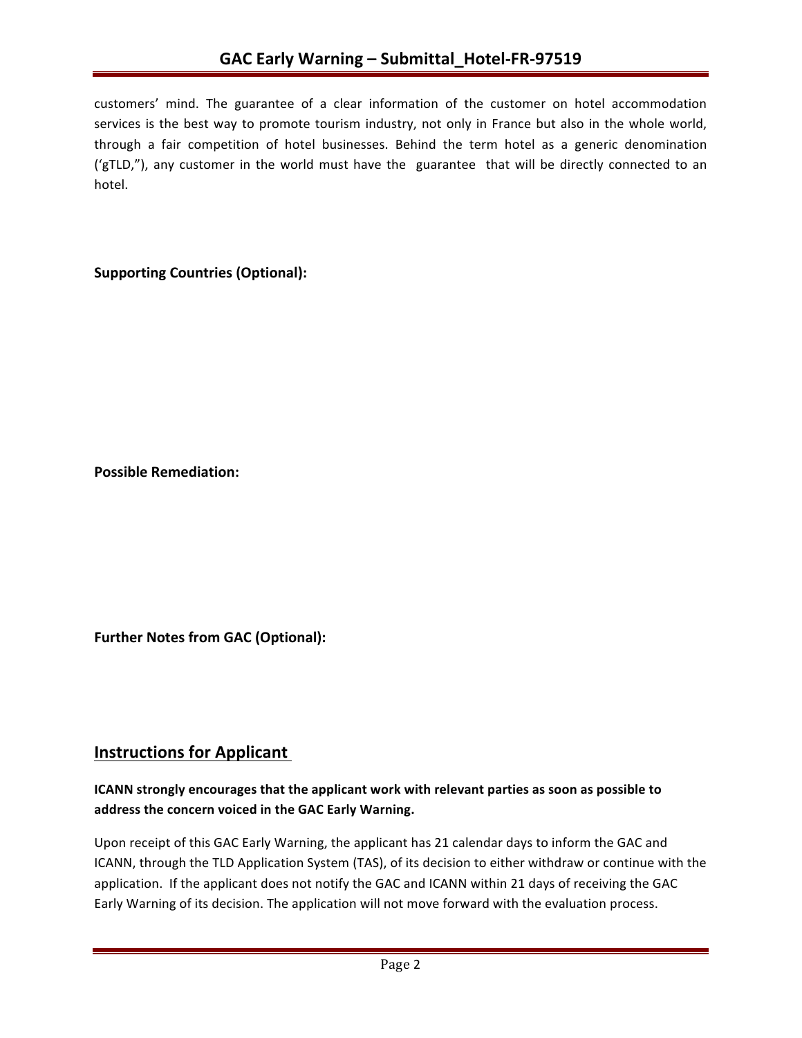customers' mind. The guarantee of a clear information of the customer on hotel accommodation services is the best way to promote tourism industry, not only in France but also in the whole world, through a fair competition of hotel businesses. Behind the term hotel as a generic denomination ('gTLD,"), any customer in the world must have the guarantee that will be directly connected to an hotel.

**Supporting Countries (Optional):**

**Possible Remediation:**

**Further Notes from GAC (Optional):**

## Instructions for Applicant

**ICANN strongly encourages that the applicant work with relevant parties as soon as possible to address the concern voiced in the GAC Early Warning.**

Upon receipt of this GAC Early Warning, the applicant has 21 calendar days to inform the GAC and ICANN, through the TLD Application System (TAS), of its decision to either withdraw or continue with the application. If the applicant does not notify the GAC and ICANN within 21 days of receiving the GAC Early Warning of its decision. The application will not move forward with the evaluation process.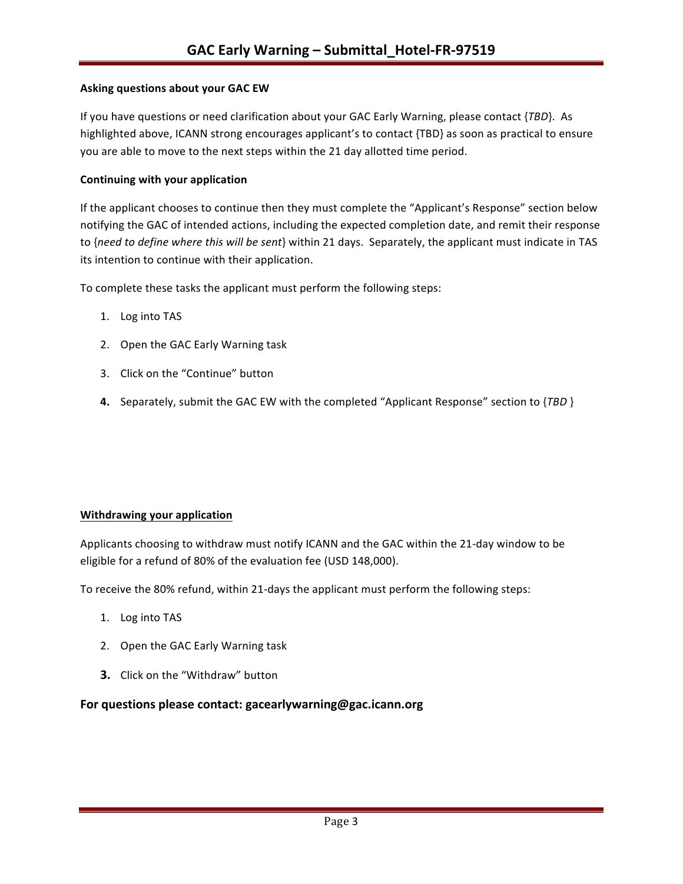**Asking questions about your GAC EW**

If you have questions or need clarification about your GAC Early Warning, please contact {*TBD*}. As highlighted above, ICANN strong encourages applicant's to contact {TBD} as soon as practical to ensure you are able to move to the next steps within the 21 day allotted time period.

**Continuing with your application**

If the applicant chooses to continue then they must complete the "Applicant's Response" section below notifying the GAC of intended actions, including the expected completion date, and remit their response to {*need to define where this will be sent*} within 21 days. Separately, the applicant must indicate in TAS its intention to continue with their application.

To complete these tasks the applicant must perform the following steps:

1. Log into TAS
2. Open the GAC Early Warning task
3. Click on the "Continue" button
4. Separately, submit the GAC EW with the completed "Applicant Response" section to {*TBD* }

**Withdrawing your application**

Applicants choosing to withdraw must notify ICANN and the GAC within the 21-day window to be eligible for a refund of 80% of the evaluation fee (USD 148,000).

To receive the 80% refund, within 21-days the applicant must perform the following steps:

1. Log into TAS
2. Open the GAC Early Warning task
3. Click on the "Withdraw" button

### For questions please contact: gacearlywarning@gac.icann.org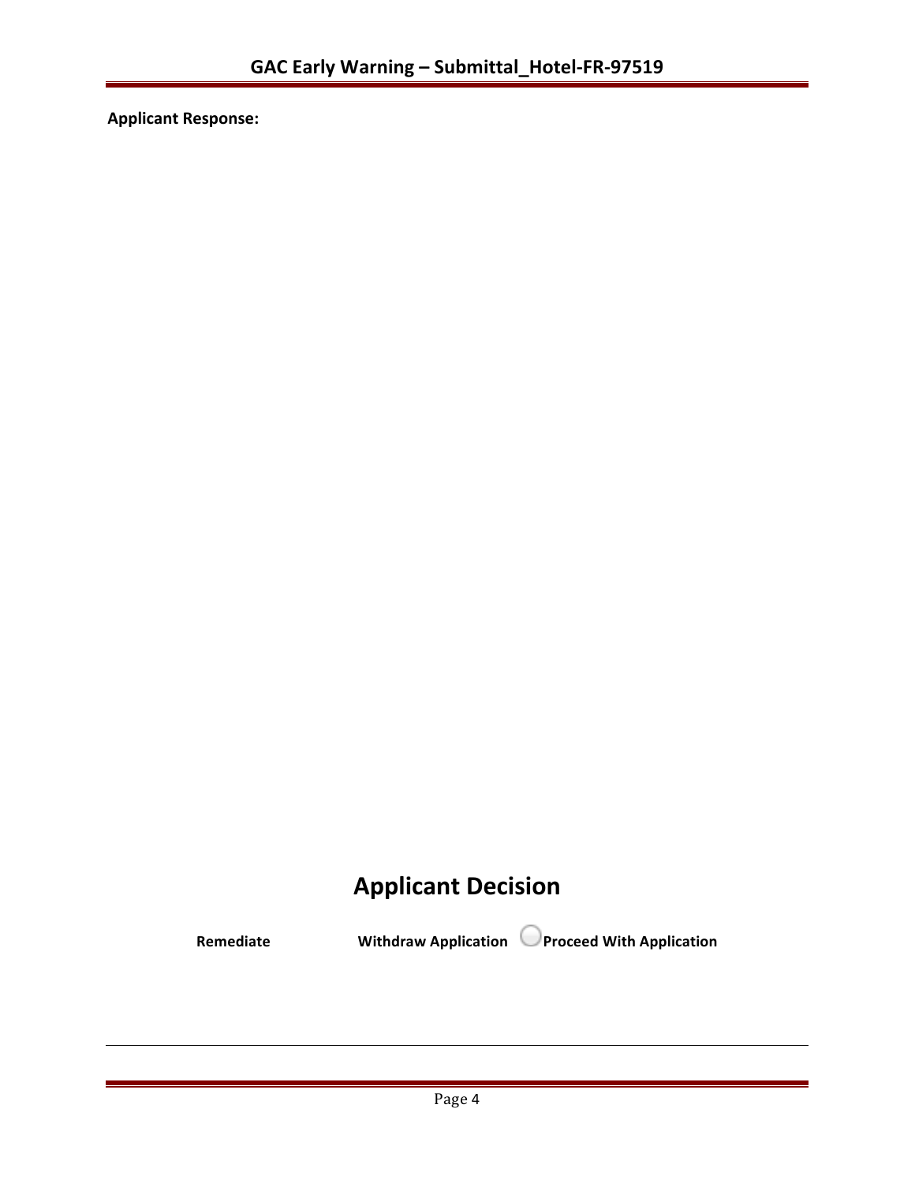**Applicant Response:**

# Applicant Decision

**Remediate** **Withdraw Application** **Proceed With Application**